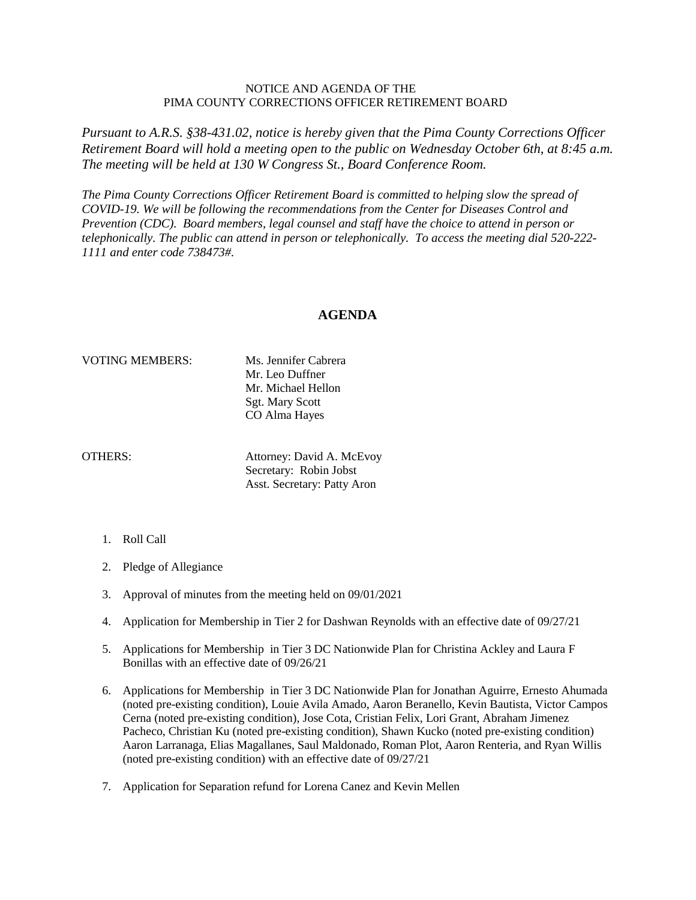NOTICE AND AGENDA OF THE
PIMA COUNTY CORRECTIONS OFFICER RETIREMENT BOARD

*Pursuant to A.R.S. §38-431.02, notice is hereby given that the Pima County Corrections Officer Retirement Board will hold a meeting open to the public on Wednesday October 6th, at 8:45 a.m. The meeting will be held at 130 W Congress St., Board Conference Room.*

*The Pima County Corrections Officer Retirement Board is committed to helping slow the spread of COVID-19. We will be following the recommendations from the Center for Diseases Control and Prevention (CDC). Board members, legal counsel and staff have the choice to attend in person or telephonically. The public can attend in person or telephonically. To access the meeting dial 520-222-1111 and enter code 738473#.*

## AGENDA

VOTING MEMBERS:
Ms. Jennifer Cabrera
Mr. Leo Duffner
Mr. Michael Hellon
Sgt. Mary Scott
CO Alma Hayes

OTHERS:
Attorney: David A. McEvoy
Secretary: Robin Jobst
Asst. Secretary: Patty Aron

1. Roll Call
2. Pledge of Allegiance
3. Approval of minutes from the meeting held on 09/01/2021
4. Application for Membership in Tier 2 for Dashwan Reynolds with an effective date of 09/27/21
5. Applications for Membership in Tier 3 DC Nationwide Plan for Christina Ackley and Laura F Bonillas with an effective date of 09/26/21
6. Applications for Membership in Tier 3 DC Nationwide Plan for Jonathan Aguirre, Ernesto Ahumada (noted pre-existing condition), Louie Avila Amado, Aaron Beranello, Kevin Bautista, Victor Campos Cerna (noted pre-existing condition), Jose Cota, Cristian Felix, Lori Grant, Abraham Jimenez Pacheco, Christian Ku (noted pre-existing condition), Shawn Kucko (noted pre-existing condition) Aaron Larranaga, Elias Magallanes, Saul Maldonado, Roman Plot, Aaron Renteria, and Ryan Willis (noted pre-existing condition) with an effective date of 09/27/21
7. Application for Separation refund for Lorena Canez and Kevin Mellen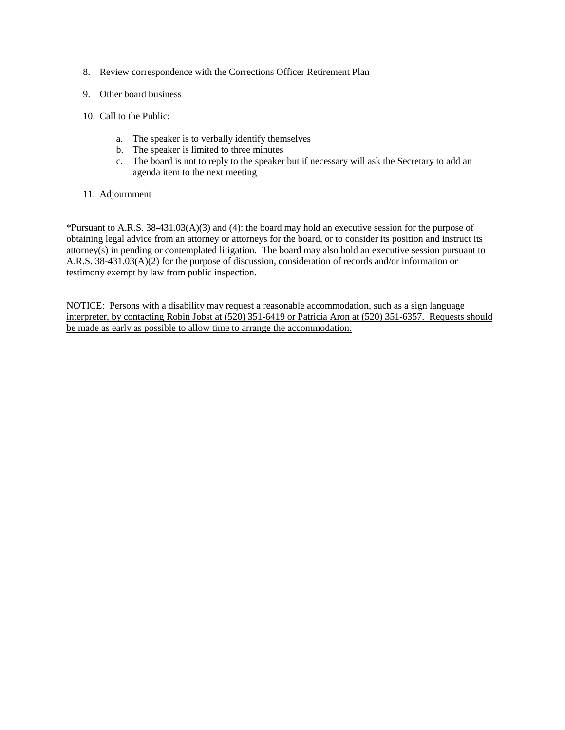8. Review correspondence with the Corrections Officer Retirement Plan

9. Other board business

10. Call to the Public:

    a. The speaker is to verbally identify themselves
    b. The speaker is limited to three minutes
    c. The board is not to reply to the speaker but if necessary will ask the Secretary to add an agenda item to the next meeting

11. Adjournment

*Pursuant to A.R.S. 38-431.03(A)(3) and (4): the board may hold an executive session for the purpose of obtaining legal advice from an attorney or attorneys for the board, or to consider its position and instruct its attorney(s) in pending or contemplated litigation. The board may also hold an executive session pursuant to A.R.S. 38-431.03(A)(2) for the purpose of discussion, consideration of records and/or information or testimony exempt by law from public inspection.

<u>NOTICE: Persons with a disability may request a reasonable accommodation, such as a sign language interpreter, by contacting Robin Jobst at (520) 351-6419 or Patricia Aron at (520) 351-6357. Requests should be made as early as possible to allow time to arrange the accommodation.</u>